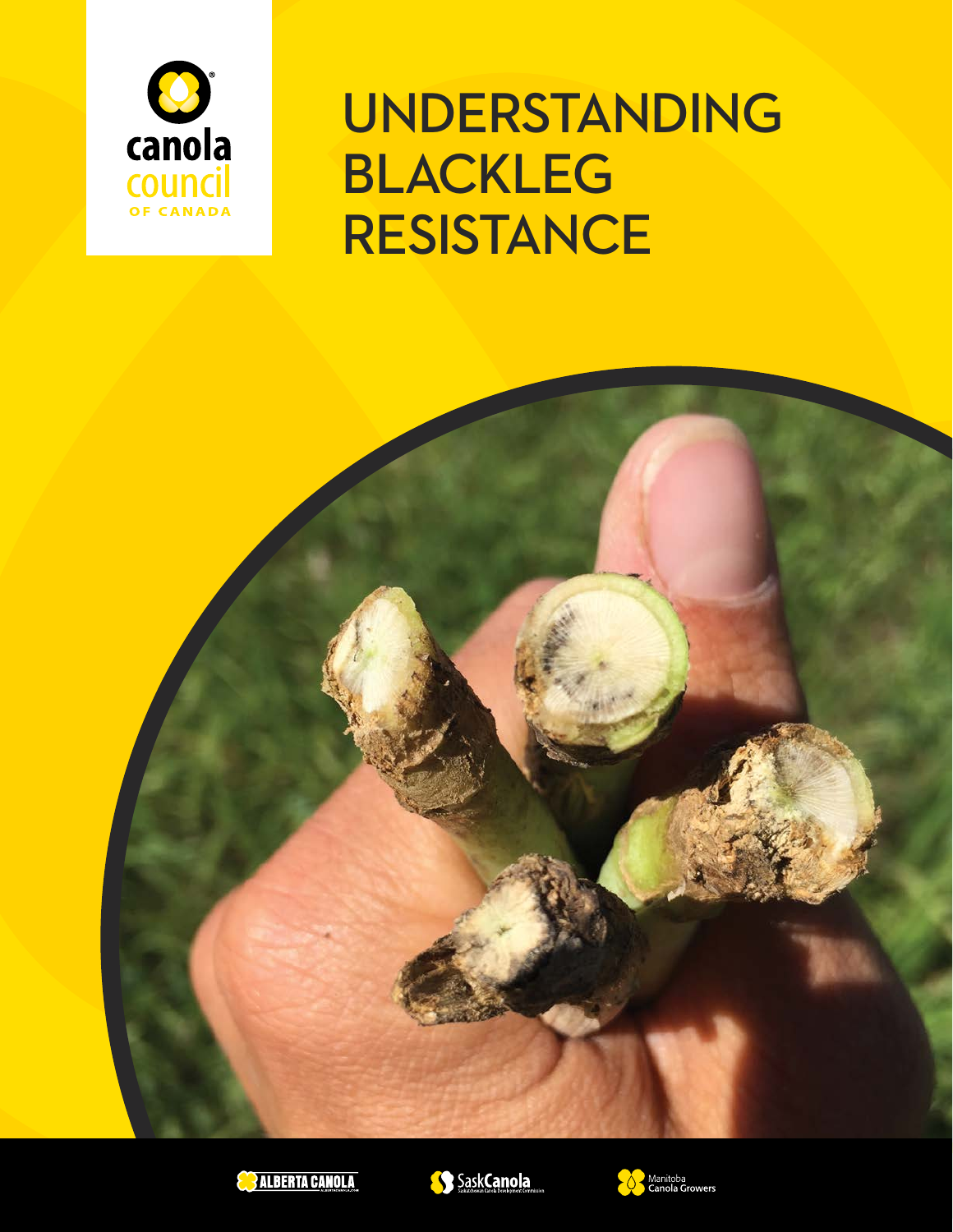canola council OF CANADA

# UNDERSTANDING BLACKLEG RESISTANCE

ALBERTA CANOLA

SaskCanola

Manitoba Canola Growers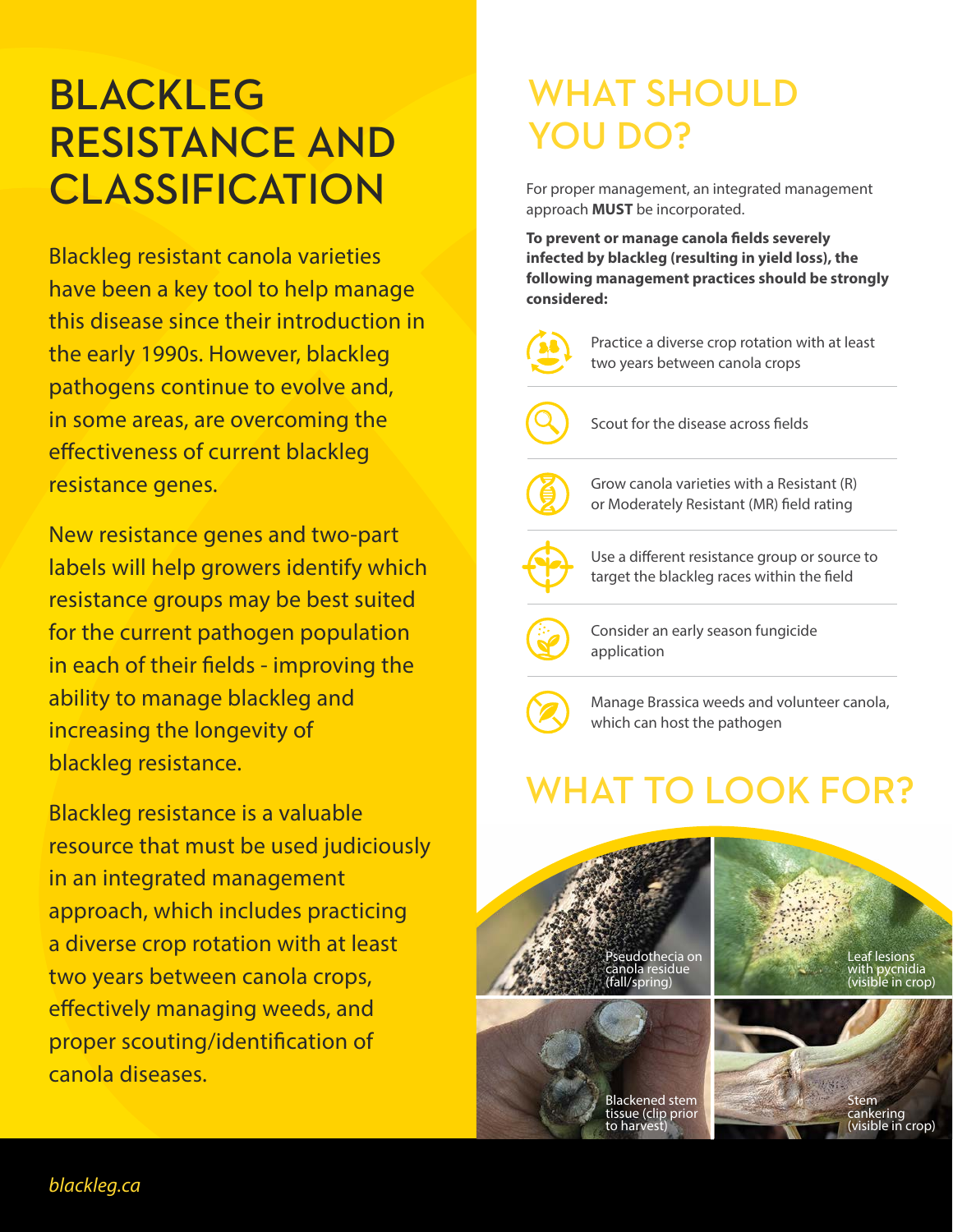# BLACKLEG RESISTANCE AND CLASSIFICATION

Blackleg resistant canola varieties have been a key tool to help manage this disease since their introduction in the early 1990s. However, blackleg pathogens continue to evolve and, in some areas, are overcoming the effectiveness of current blackleg resistance genes.

New resistance genes and two-part labels will help growers identify which resistance groups may be best suited for the current pathogen population in each of their fields - improving the ability to manage blackleg and increasing the longevity of blackleg resistance.

Blackleg resistance is a valuable resource that must be used judiciously in an integrated management approach, which includes practicing a diverse crop rotation with at least two years between canola crops, effectively managing weeds, and proper scouting/identification of canola diseases.

# WHAT SHOULD YOU DO?

For proper management, an integrated management approach **MUST** be incorporated.

**To prevent or manage canola fields severely infected by blackleg (resulting in yield loss), the following management practices should be strongly considered:**

- Practice a diverse crop rotation with at least two years between canola crops
- Scout for the disease across fields
- Grow canola varieties with a Resistant (R) or Moderately Resistant (MR) field rating
- Use a different resistance group or source to target the blackleg races within the field
- Consider an early season fungicide application
- Manage Brassica weeds and volunteer canola, which can host the pathogen

# WHAT TO LOOK FOR?

Pseudothecia on canola residue (fall/spring)

Leaf lesions with pycnidia (visible in crop)

Blackened stem tissue (clip prior to harvest)

Stem cankering (visible in crop)

*blackleg.ca*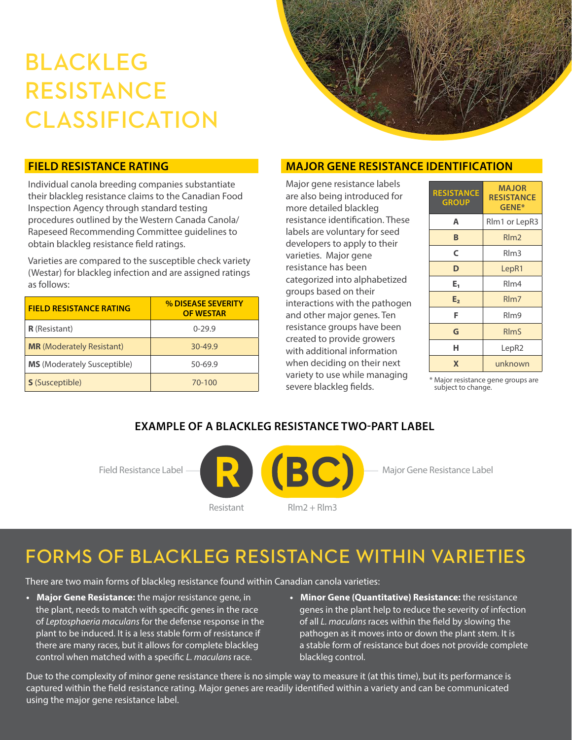# BLACKLEG RESISTANCE CLASSIFICATION

## FIELD RESISTANCE RATING

Individual canola breeding companies substantiate their blackleg resistance claims to the Canadian Food Inspection Agency through standard testing procedures outlined by the Western Canada Canola/Rapeseed Recommending Committee guidelines to obtain blackleg resistance field ratings.

Varieties are compared to the susceptible check variety (Westar) for blackleg infection and are assigned ratings as follows:

| FIELD RESISTANCE RATING | % DISEASE SEVERITY OF WESTAR |
|---|---|
| **R** (Resistant) | 0-29.9 |
| **MR** (Moderately Resistant) | 30-49.9 |
| **MS** (Moderately Susceptible) | 50-69.9 |
| **S** (Susceptible) | 70-100 |

## MAJOR GENE RESISTANCE IDENTIFICATION

Major gene resistance labels are also being introduced for more detailed blackleg resistance identification. These labels are voluntary for seed developers to apply to their varieties. Major gene resistance has been categorized into alphabetized groups based on their interactions with the pathogen and other major genes. Ten resistance groups have been created to provide growers with additional information when deciding on their next variety to use while managing severe blackleg fields.

| RESISTANCE GROUP | MAJOR RESISTANCE GENE* |
|---|---|
| A | Rlm1 or LepR3 |
| B | Rlm2 |
| C | Rlm3 |
| D | LepR1 |
| $E_1$ | Rlm4 |
| $E_2$ | Rlm7 |
| F | Rlm9 |
| G | RlmS |
| H | LepR2 |
| X | unknown |

* Major resistance gene groups are subject to change.

### EXAMPLE OF A BLACKLEG RESISTANCE TWO-PART LABEL

Field Resistance Label — **R** (Resistant) **(BC)** (Rlm2 + Rlm3) — Major Gene Resistance Label

# FORMS OF BLACKLEG RESISTANCE WITHIN VARIETIES

There are two main forms of blackleg resistance found within Canadian canola varieties:

- **Major Gene Resistance:** the major resistance gene, in the plant, needs to match with specific genes in the race of *Leptosphaeria maculans* for the defense response in the plant to be induced. It is a less stable form of resistance if there are many races, but it allows for complete blackleg control when matched with a specific *L. maculans* race.
- **Minor Gene (Quantitative) Resistance:** the resistance genes in the plant help to reduce the severity of infection of all *L. maculans* races within the field by slowing the pathogen as it moves into or down the plant stem. It is a stable form of resistance but does not provide complete blackleg control.

Due to the complexity of minor gene resistance there is no simple way to measure it (at this time), but its performance is captured within the field resistance rating. Major genes are readily identified within a variety and can be communicated using the major gene resistance label.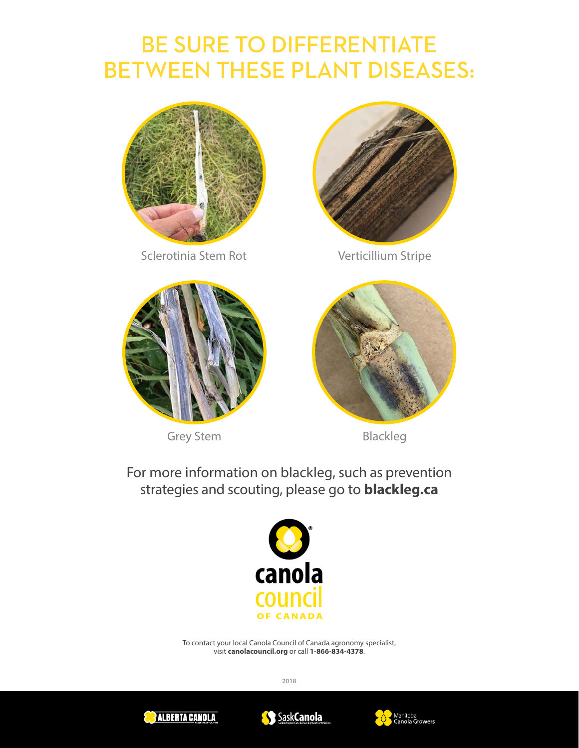# BE SURE TO DIFFERENTIATE BETWEEN THESE PLANT DISEASES:

Sclerotinia Stem Rot

Verticillium Stripe

Grey Stem

Blackleg

For more information on blackleg, such as prevention strategies and scouting, please go to **blackleg.ca**

canola council OF CANADA

To contact your local Canola Council of Canada agronomy specialist, visit **canolacouncil.org** or call **1-866-834-4378**.

2018

ALBERTA CANOLA

SaskCanola

Manitoba Canola Growers